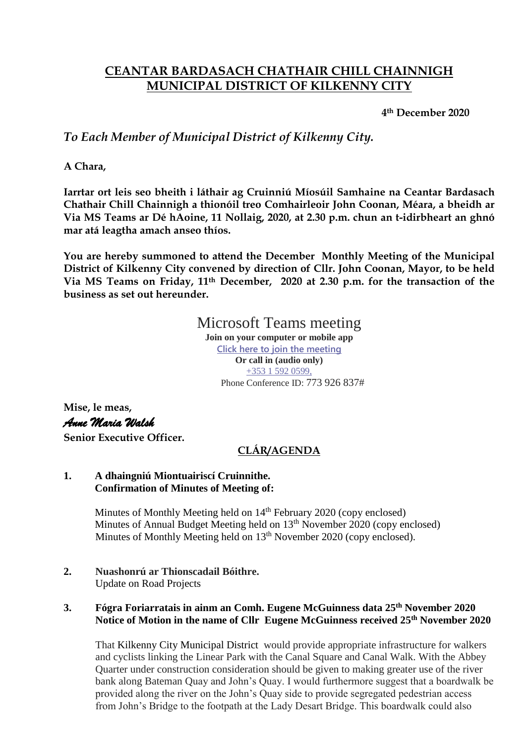# CEANTAR BARDASACH CHATHAIR CHILL CHAINNIGH
# MUNICIPAL DISTRICT OF KILKENNY CITY

**4th December 2020**

*To Each Member of Municipal District of Kilkenny City.*

**A Chara,**

**Iarrtar ort leis seo bheith i láthair ag Cruinniú Míosúil Samhaine na Ceantar Bardasach Chathair Chill Chainnigh a thionóil treo Comhairleoir John Coonan, Méara, a bheidh ar Via MS Teams ar Dé hAoine, 11 Nollaig, 2020, at 2.30 p.m. chun an t-idirbheart an ghnó mar atá leagtha amach anseo thíos.**

**You are hereby summoned to attend the December Monthly Meeting of the Municipal District of Kilkenny City convened by direction of Cllr. John Coonan, Mayor, to be held Via MS Teams on Friday, 11th December, 2020 at 2.30 p.m. for the transaction of the business as set out hereunder.**

Microsoft Teams meeting
**Join on your computer or mobile app**
Click here to join the meeting
**Or call in (audio only)**
+353 1 592 0599,
Phone Conference ID: 773 926 837#

**Mise, le meas,**
*Anne Maria Walsh*
**Senior Executive Officer.**

## CLÁR/AGENDA

**1. A dhaingniú Miontuairiscí Cruinnithe.**
**Confirmation of Minutes of Meeting of:**

Minutes of Monthly Meeting held on 14th February 2020 (copy enclosed)
Minutes of Annual Budget Meeting held on 13th November 2020 (copy enclosed)
Minutes of Monthly Meeting held on 13th November 2020 (copy enclosed).

**2. Nuashonrú ar Thionscadail Bóithre.**
Update on Road Projects

**3. Fógra Foriarratais in ainm an Comh. Eugene McGuinness data 25th November 2020**
**Notice of Motion in the name of Cllr Eugene McGuinness received 25th November 2020**

That Kilkenny City Municipal District would provide appropriate infrastructure for walkers and cyclists linking the Linear Park with the Canal Square and Canal Walk. With the Abbey Quarter under construction consideration should be given to making greater use of the river bank along Bateman Quay and John's Quay. I would furthermore suggest that a boardwalk be provided along the river on the John's Quay side to provide segregated pedestrian access from John's Bridge to the footpath at the Lady Desart Bridge. This boardwalk could also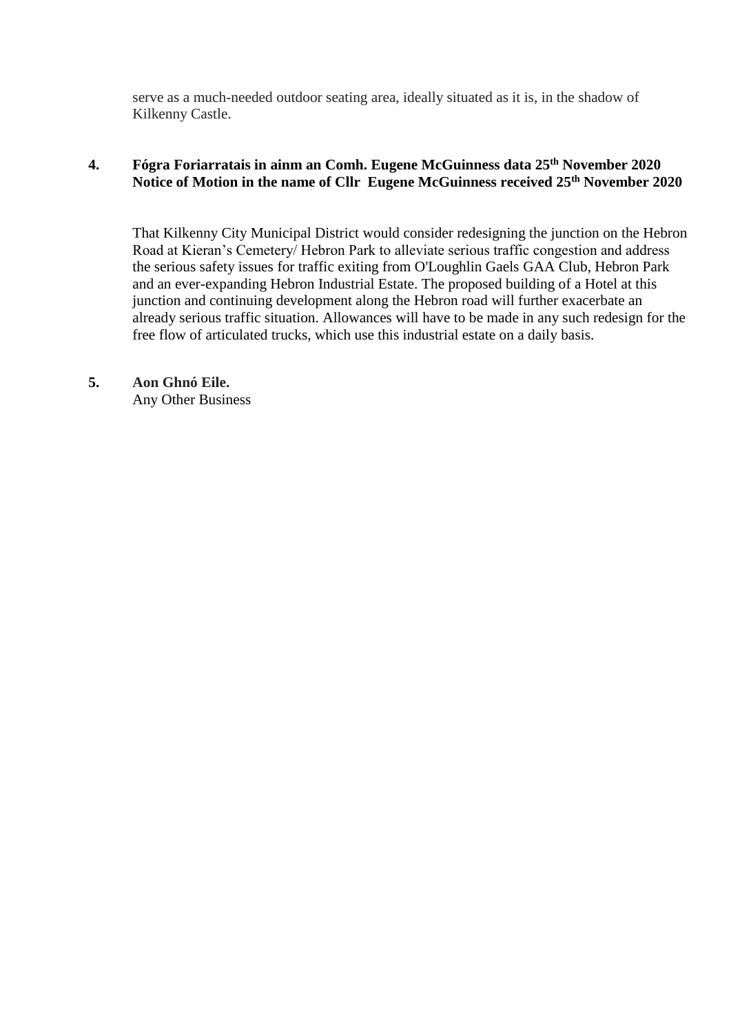serve as a much-needed outdoor seating area, ideally situated as it is, in the shadow of Kilkenny Castle.

**4. Fógra Foriarratais in ainm an Comh. Eugene McGuinness data 25th November 2020**
**Notice of Motion in the name of Cllr Eugene McGuinness received 25th November 2020**

That Kilkenny City Municipal District would consider redesigning the junction on the Hebron Road at Kieran's Cemetery/ Hebron Park to alleviate serious traffic congestion and address the serious safety issues for traffic exiting from O'Loughlin Gaels GAA Club, Hebron Park and an ever-expanding Hebron Industrial Estate. The proposed building of a Hotel at this junction and continuing development along the Hebron road will further exacerbate an already serious traffic situation. Allowances will have to be made in any such redesign for the free flow of articulated trucks, which use this industrial estate on a daily basis.

**5. Aon Ghnó Eile.**
Any Other Business